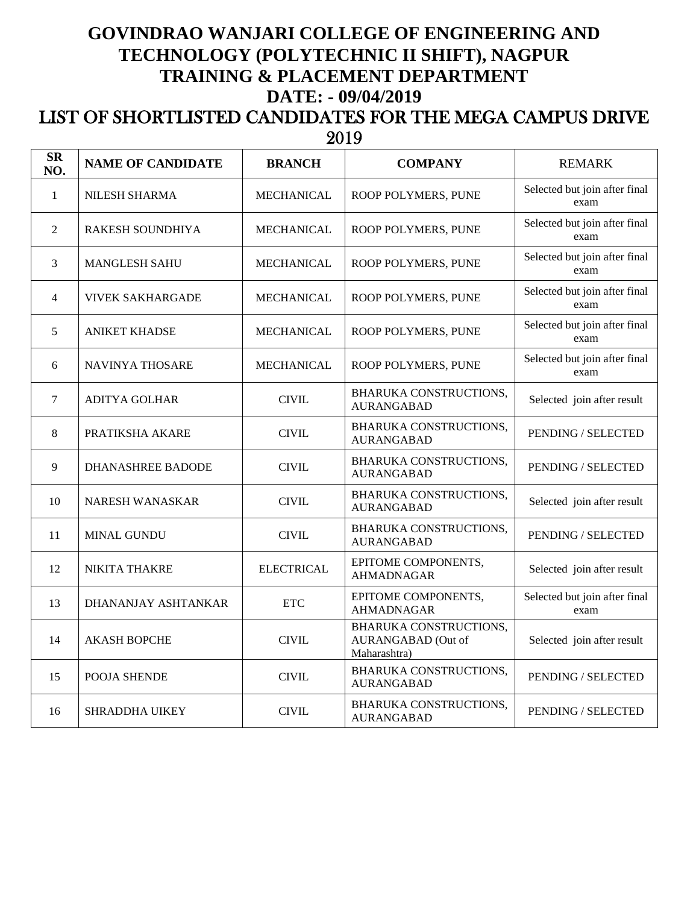# GOVINDRAO WANJARI COLLEGE OF ENGINEERING AND TECHNOLOGY (POLYTECHNIC II SHIFT), NAGPUR

## TRAINING & PLACEMENT DEPARTMENT

## DATE: - 09/04/2019

## LIST OF SHORTLISTED CANDIDATES FOR THE MEGA CAMPUS DRIVE 2019

| SR NO. | NAME OF CANDIDATE | BRANCH | COMPANY | REMARK |
|---|---|---|---|---|
| 1 | NILESH SHARMA | MECHANICAL | ROOP POLYMERS, PUNE | Selected but join after final exam |
| 2 | RAKESH SOUNDHIYA | MECHANICAL | ROOP POLYMERS, PUNE | Selected but join after final exam |
| 3 | MANGLESH SAHU | MECHANICAL | ROOP POLYMERS, PUNE | Selected but join after final exam |
| 4 | VIVEK SAKHARGADE | MECHANICAL | ROOP POLYMERS, PUNE | Selected but join after final exam |
| 5 | ANIKET KHADSE | MECHANICAL | ROOP POLYMERS, PUNE | Selected but join after final exam |
| 6 | NAVINYA THOSARE | MECHANICAL | ROOP POLYMERS, PUNE | Selected but join after final exam |
| 7 | ADITYA GOLHAR | CIVIL | BHARUKA CONSTRUCTIONS, AURANGABAD | Selected join after result |
| 8 | PRATIKSHA AKARE | CIVIL | BHARUKA CONSTRUCTIONS, AURANGABAD | PENDING / SELECTED |
| 9 | DHANASHREE BADODE | CIVIL | BHARUKA CONSTRUCTIONS, AURANGABAD | PENDING / SELECTED |
| 10 | NARESH WANASKAR | CIVIL | BHARUKA CONSTRUCTIONS, AURANGABAD | Selected join after result |
| 11 | MINAL GUNDU | CIVIL | BHARUKA CONSTRUCTIONS, AURANGABAD | PENDING / SELECTED |
| 12 | NIKITA THAKRE | ELECTRICAL | EPITOME COMPONENTS, AHMADNAGAR | Selected join after result |
| 13 | DHANANJAY ASHTANKAR | ETC | EPITOME COMPONENTS, AHMADNAGAR | Selected but join after final exam |
| 14 | AKASH BOPCHE | CIVIL | BHARUKA CONSTRUCTIONS, AURANGABAD (Out of Maharashtra) | Selected join after result |
| 15 | POOJA SHENDE | CIVIL | BHARUKA CONSTRUCTIONS, AURANGABAD | PENDING / SELECTED |
| 16 | SHRADDHA UIKEY | CIVIL | BHARUKA CONSTRUCTIONS, AURANGABAD | PENDING / SELECTED |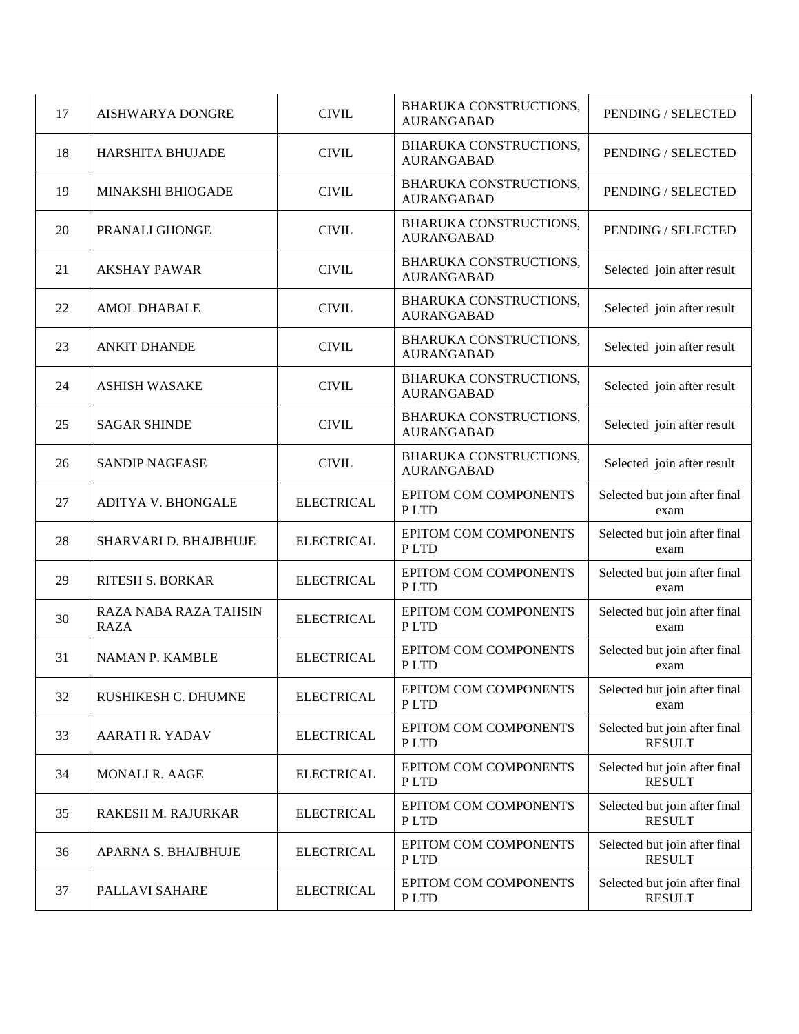| 17 | AISHWARYA DONGRE | CIVIL | BHARUKA CONSTRUCTIONS, AURANGABAD | PENDING / SELECTED |
|---|---|---|---|---|
| 18 | HARSHITA BHUJADE | CIVIL | BHARUKA CONSTRUCTIONS, AURANGABAD | PENDING / SELECTED |
| 19 | MINAKSHI BHIOGADE | CIVIL | BHARUKA CONSTRUCTIONS, AURANGABAD | PENDING / SELECTED |
| 20 | PRANALI GHONGE | CIVIL | BHARUKA CONSTRUCTIONS, AURANGABAD | PENDING / SELECTED |
| 21 | AKSHAY PAWAR | CIVIL | BHARUKA CONSTRUCTIONS, AURANGABAD | Selected join after result |
| 22 | AMOL DHABALE | CIVIL | BHARUKA CONSTRUCTIONS, AURANGABAD | Selected join after result |
| 23 | ANKIT DHANDE | CIVIL | BHARUKA CONSTRUCTIONS, AURANGABAD | Selected join after result |
| 24 | ASHISH WASAKE | CIVIL | BHARUKA CONSTRUCTIONS, AURANGABAD | Selected join after result |
| 25 | SAGAR SHINDE | CIVIL | BHARUKA CONSTRUCTIONS, AURANGABAD | Selected join after result |
| 26 | SANDIP NAGFASE | CIVIL | BHARUKA CONSTRUCTIONS, AURANGABAD | Selected join after result |
| 27 | ADITYA V. BHONGALE | ELECTRICAL | EPITOM COM COMPONENTS P LTD | Selected but join after final exam |
| 28 | SHARVARI D. BHAJBHUJE | ELECTRICAL | EPITOM COM COMPONENTS P LTD | Selected but join after final exam |
| 29 | RITESH S. BORKAR | ELECTRICAL | EPITOM COM COMPONENTS P LTD | Selected but join after final exam |
| 30 | RAZA NABA RAZA TAHSIN RAZA | ELECTRICAL | EPITOM COM COMPONENTS P LTD | Selected but join after final exam |
| 31 | NAMAN P. KAMBLE | ELECTRICAL | EPITOM COM COMPONENTS P LTD | Selected but join after final exam |
| 32 | RUSHIKESH C. DHUMNE | ELECTRICAL | EPITOM COM COMPONENTS P LTD | Selected but join after final exam |
| 33 | AARATI R. YADAV | ELECTRICAL | EPITOM COM COMPONENTS P LTD | Selected but join after final RESULT |
| 34 | MONALI R. AAGE | ELECTRICAL | EPITOM COM COMPONENTS P LTD | Selected but join after final RESULT |
| 35 | RAKESH M. RAJURKAR | ELECTRICAL | EPITOM COM COMPONENTS P LTD | Selected but join after final RESULT |
| 36 | APARNA S. BHAJBHUJE | ELECTRICAL | EPITOM COM COMPONENTS P LTD | Selected but join after final RESULT |
| 37 | PALLAVI SAHARE | ELECTRICAL | EPITOM COM COMPONENTS P LTD | Selected but join after final RESULT |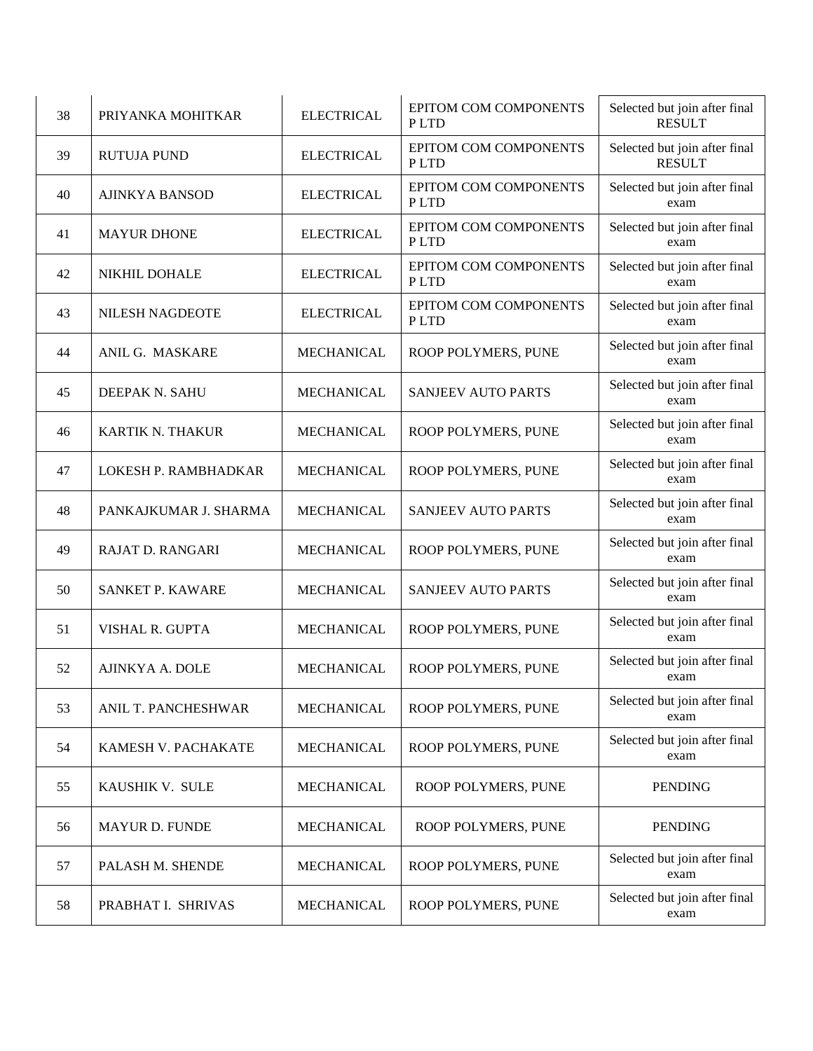| 38 | PRIYANKA MOHITKAR | ELECTRICAL | EPITOM COM COMPONENTS P LTD | Selected but join after final RESULT |
|---|---|---|---|---|
| 39 | RUTUJA PUND | ELECTRICAL | EPITOM COM COMPONENTS P LTD | Selected but join after final RESULT |
| 40 | AJINKYA BANSOD | ELECTRICAL | EPITOM COM COMPONENTS P LTD | Selected but join after final exam |
| 41 | MAYUR DHONE | ELECTRICAL | EPITOM COM COMPONENTS P LTD | Selected but join after final exam |
| 42 | NIKHIL DOHALE | ELECTRICAL | EPITOM COM COMPONENTS P LTD | Selected but join after final exam |
| 43 | NILESH NAGDEOTE | ELECTRICAL | EPITOM COM COMPONENTS P LTD | Selected but join after final exam |
| 44 | ANIL G. MASKARE | MECHANICAL | ROOP POLYMERS, PUNE | Selected but join after final exam |
| 45 | DEEPAK N. SAHU | MECHANICAL | SANJEEV AUTO PARTS | Selected but join after final exam |
| 46 | KARTIK N. THAKUR | MECHANICAL | ROOP POLYMERS, PUNE | Selected but join after final exam |
| 47 | LOKESH P. RAMBHADKAR | MECHANICAL | ROOP POLYMERS, PUNE | Selected but join after final exam |
| 48 | PANKAJKUMAR J. SHARMA | MECHANICAL | SANJEEV AUTO PARTS | Selected but join after final exam |
| 49 | RAJAT D. RANGARI | MECHANICAL | ROOP POLYMERS, PUNE | Selected but join after final exam |
| 50 | SANKET P. KAWARE | MECHANICAL | SANJEEV AUTO PARTS | Selected but join after final exam |
| 51 | VISHAL R. GUPTA | MECHANICAL | ROOP POLYMERS, PUNE | Selected but join after final exam |
| 52 | AJINKYA A. DOLE | MECHANICAL | ROOP POLYMERS, PUNE | Selected but join after final exam |
| 53 | ANIL T. PANCHESHWAR | MECHANICAL | ROOP POLYMERS, PUNE | Selected but join after final exam |
| 54 | KAMESH V. PACHAKATE | MECHANICAL | ROOP POLYMERS, PUNE | Selected but join after final exam |
| 55 | KAUSHIK V. SULE | MECHANICAL | ROOP POLYMERS, PUNE | PENDING |
| 56 | MAYUR D. FUNDE | MECHANICAL | ROOP POLYMERS, PUNE | PENDING |
| 57 | PALASH M. SHENDE | MECHANICAL | ROOP POLYMERS, PUNE | Selected but join after final exam |
| 58 | PRABHAT I. SHRIVAS | MECHANICAL | ROOP POLYMERS, PUNE | Selected but join after final exam |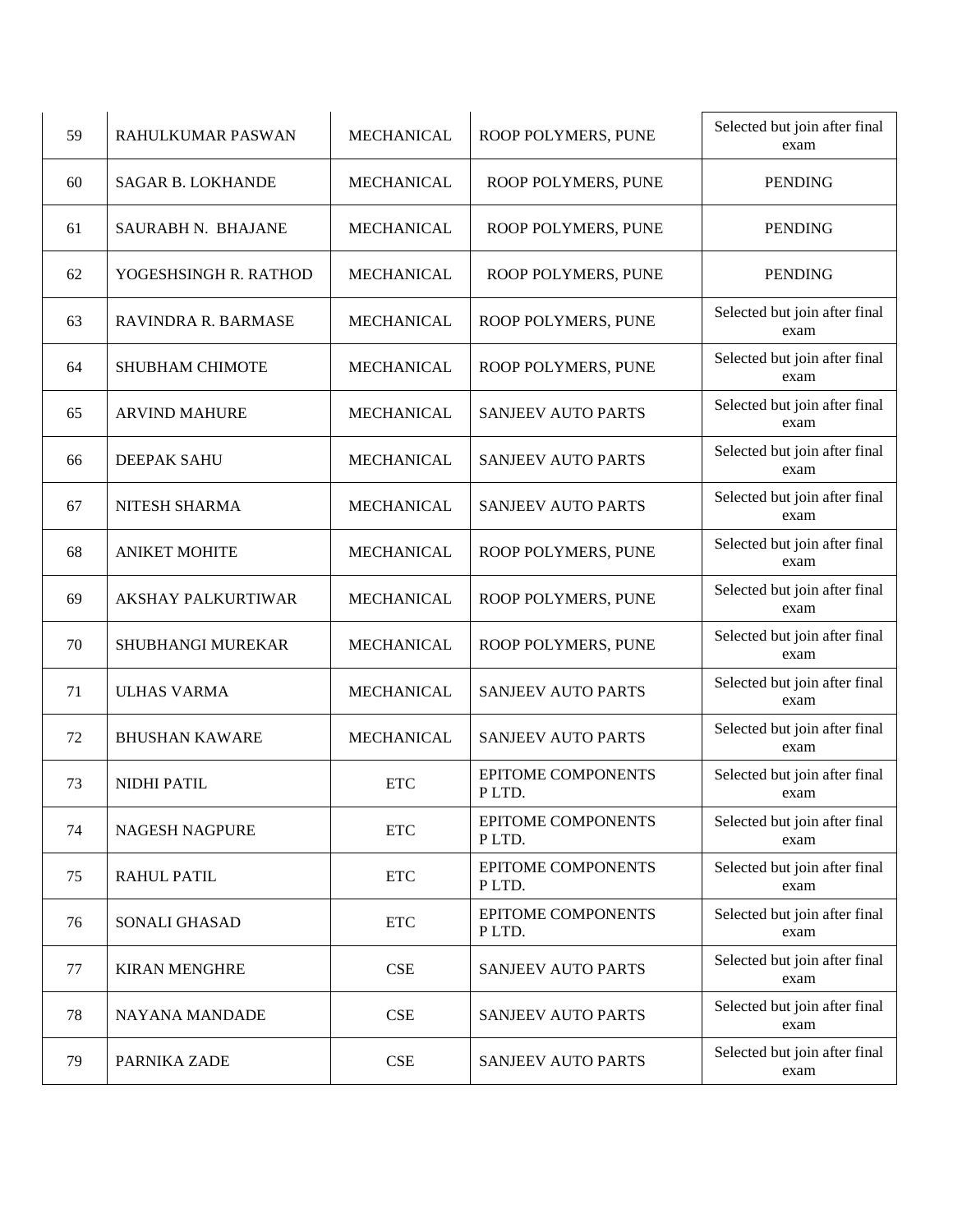| 59 | RAHULKUMAR PASWAN | MECHANICAL | ROOP POLYMERS, PUNE | Selected but join after final exam |
|---|---|---|---|---|
| 60 | SAGAR B. LOKHANDE | MECHANICAL | ROOP POLYMERS, PUNE | PENDING |
| 61 | SAURABH N. BHAJANE | MECHANICAL | ROOP POLYMERS, PUNE | PENDING |
| 62 | YOGESHSINGH R. RATHOD | MECHANICAL | ROOP POLYMERS, PUNE | PENDING |
| 63 | RAVINDRA R. BARMASE | MECHANICAL | ROOP POLYMERS, PUNE | Selected but join after final exam |
| 64 | SHUBHAM CHIMOTE | MECHANICAL | ROOP POLYMERS, PUNE | Selected but join after final exam |
| 65 | ARVIND MAHURE | MECHANICAL | SANJEEV AUTO PARTS | Selected but join after final exam |
| 66 | DEEPAK SAHU | MECHANICAL | SANJEEV AUTO PARTS | Selected but join after final exam |
| 67 | NITESH SHARMA | MECHANICAL | SANJEEV AUTO PARTS | Selected but join after final exam |
| 68 | ANIKET MOHITE | MECHANICAL | ROOP POLYMERS, PUNE | Selected but join after final exam |
| 69 | AKSHAY PALKURTIWAR | MECHANICAL | ROOP POLYMERS, PUNE | Selected but join after final exam |
| 70 | SHUBHANGI MUREKAR | MECHANICAL | ROOP POLYMERS, PUNE | Selected but join after final exam |
| 71 | ULHAS VARMA | MECHANICAL | SANJEEV AUTO PARTS | Selected but join after final exam |
| 72 | BHUSHAN KAWARE | MECHANICAL | SANJEEV AUTO PARTS | Selected but join after final exam |
| 73 | NIDHI PATIL | ETC | EPITOME COMPONENTS P LTD. | Selected but join after final exam |
| 74 | NAGESH NAGPURE | ETC | EPITOME COMPONENTS P LTD. | Selected but join after final exam |
| 75 | RAHUL PATIL | ETC | EPITOME COMPONENTS P LTD. | Selected but join after final exam |
| 76 | SONALI GHASAD | ETC | EPITOME COMPONENTS P LTD. | Selected but join after final exam |
| 77 | KIRAN MENGHRE | CSE | SANJEEV AUTO PARTS | Selected but join after final exam |
| 78 | NAYANA MANDADE | CSE | SANJEEV AUTO PARTS | Selected but join after final exam |
| 79 | PARNIKA ZADE | CSE | SANJEEV AUTO PARTS | Selected but join after final exam |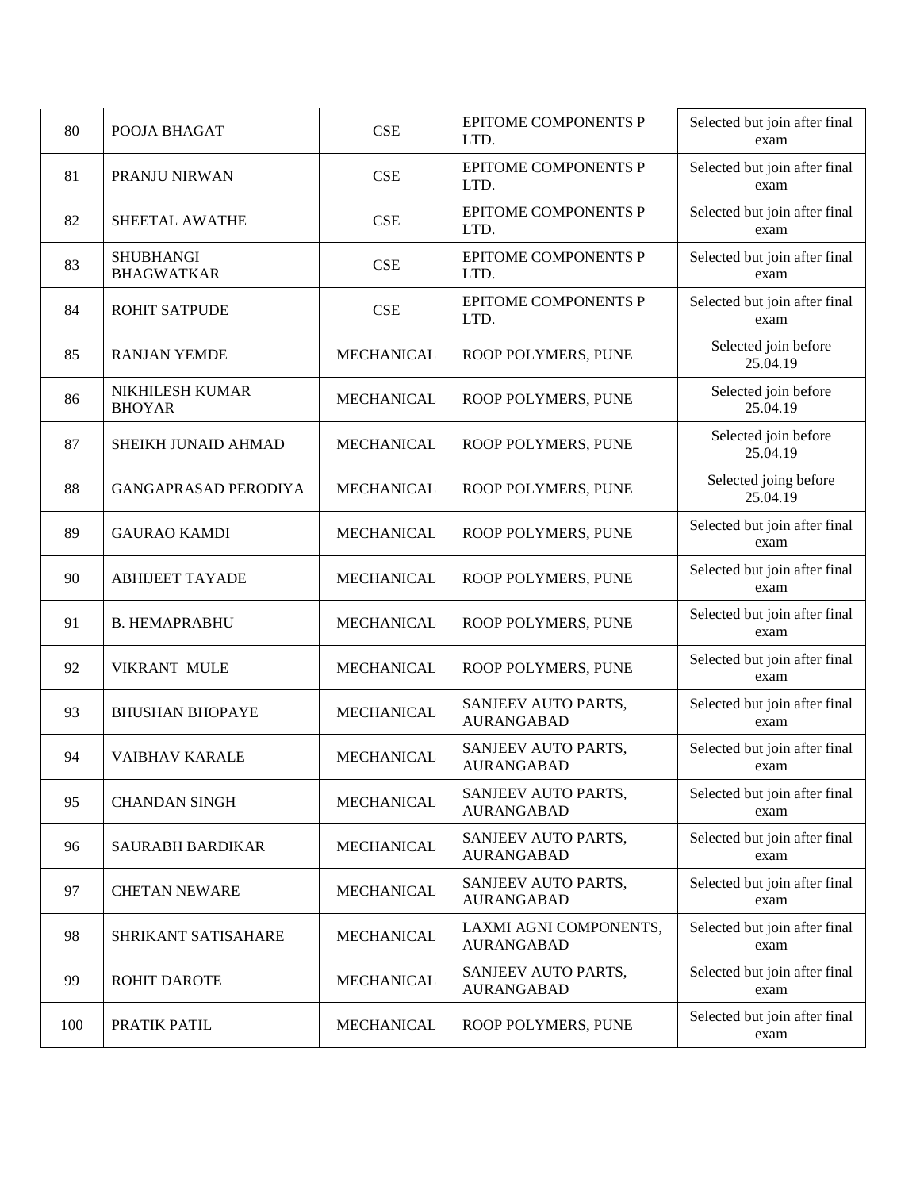| 80 | POOJA BHAGAT | CSE | EPITOME COMPONENTS P LTD. | Selected but join after final exam |
|---|---|---|---|---|
| 81 | PRANJU NIRWAN | CSE | EPITOME COMPONENTS P LTD. | Selected but join after final exam |
| 82 | SHEETAL AWATHE | CSE | EPITOME COMPONENTS P LTD. | Selected but join after final exam |
| 83 | SHUBHANGI BHAGWATKAR | CSE | EPITOME COMPONENTS P LTD. | Selected but join after final exam |
| 84 | ROHIT SATPUDE | CSE | EPITOME COMPONENTS P LTD. | Selected but join after final exam |
| 85 | RANJAN YEMDE | MECHANICAL | ROOP POLYMERS, PUNE | Selected join before 25.04.19 |
| 86 | NIKHILESH KUMAR BHOYAR | MECHANICAL | ROOP POLYMERS, PUNE | Selected join before 25.04.19 |
| 87 | SHEIKH JUNAID AHMAD | MECHANICAL | ROOP POLYMERS, PUNE | Selected join before 25.04.19 |
| 88 | GANGAPRASAD PERODIYA | MECHANICAL | ROOP POLYMERS, PUNE | Selected joing before 25.04.19 |
| 89 | GAURAO KAMDI | MECHANICAL | ROOP POLYMERS, PUNE | Selected but join after final exam |
| 90 | ABHIJEET TAYADE | MECHANICAL | ROOP POLYMERS, PUNE | Selected but join after final exam |
| 91 | B. HEMAPRABHU | MECHANICAL | ROOP POLYMERS, PUNE | Selected but join after final exam |
| 92 | VIKRANT MULE | MECHANICAL | ROOP POLYMERS, PUNE | Selected but join after final exam |
| 93 | BHUSHAN BHOPAYE | MECHANICAL | SANJEEV AUTO PARTS, AURANGABAD | Selected but join after final exam |
| 94 | VAIBHAV KARALE | MECHANICAL | SANJEEV AUTO PARTS, AURANGABAD | Selected but join after final exam |
| 95 | CHANDAN SINGH | MECHANICAL | SANJEEV AUTO PARTS, AURANGABAD | Selected but join after final exam |
| 96 | SAURABH BARDIKAR | MECHANICAL | SANJEEV AUTO PARTS, AURANGABAD | Selected but join after final exam |
| 97 | CHETAN NEWARE | MECHANICAL | SANJEEV AUTO PARTS, AURANGABAD | Selected but join after final exam |
| 98 | SHRIKANT SATISAHARE | MECHANICAL | LAXMI AGNI COMPONENTS, AURANGABAD | Selected but join after final exam |
| 99 | ROHIT DAROTE | MECHANICAL | SANJEEV AUTO PARTS, AURANGABAD | Selected but join after final exam |
| 100 | PRATIK PATIL | MECHANICAL | ROOP POLYMERS, PUNE | Selected but join after final exam |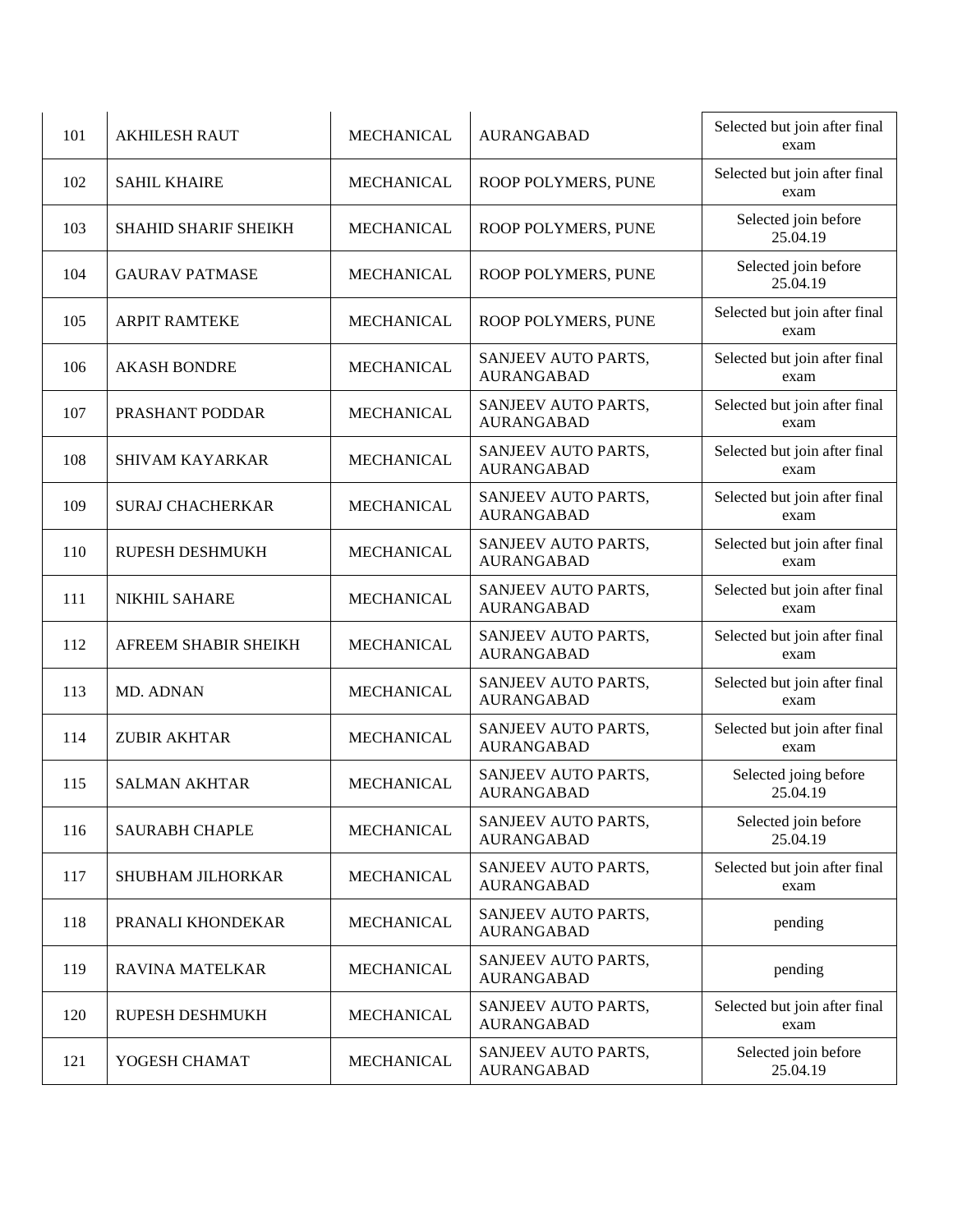| 101 | AKHILESH RAUT | MECHANICAL | AURANGABAD | Selected but join after final exam |
|---|---|---|---|---|
| 102 | SAHIL KHAIRE | MECHANICAL | ROOP POLYMERS, PUNE | Selected but join after final exam |
| 103 | SHAHID SHARIF SHEIKH | MECHANICAL | ROOP POLYMERS, PUNE | Selected join before 25.04.19 |
| 104 | GAURAV PATMASE | MECHANICAL | ROOP POLYMERS, PUNE | Selected join before 25.04.19 |
| 105 | ARPIT RAMTEKE | MECHANICAL | ROOP POLYMERS, PUNE | Selected but join after final exam |
| 106 | AKASH BONDRE | MECHANICAL | SANJEEV AUTO PARTS, AURANGABAD | Selected but join after final exam |
| 107 | PRASHANT PODDAR | MECHANICAL | SANJEEV AUTO PARTS, AURANGABAD | Selected but join after final exam |
| 108 | SHIVAM KAYARKAR | MECHANICAL | SANJEEV AUTO PARTS, AURANGABAD | Selected but join after final exam |
| 109 | SURAJ CHACHERKAR | MECHANICAL | SANJEEV AUTO PARTS, AURANGABAD | Selected but join after final exam |
| 110 | RUPESH DESHMUKH | MECHANICAL | SANJEEV AUTO PARTS, AURANGABAD | Selected but join after final exam |
| 111 | NIKHIL SAHARE | MECHANICAL | SANJEEV AUTO PARTS, AURANGABAD | Selected but join after final exam |
| 112 | AFREEM SHABIR SHEIKH | MECHANICAL | SANJEEV AUTO PARTS, AURANGABAD | Selected but join after final exam |
| 113 | MD. ADNAN | MECHANICAL | SANJEEV AUTO PARTS, AURANGABAD | Selected but join after final exam |
| 114 | ZUBIR AKHTAR | MECHANICAL | SANJEEV AUTO PARTS, AURANGABAD | Selected but join after final exam |
| 115 | SALMAN AKHTAR | MECHANICAL | SANJEEV AUTO PARTS, AURANGABAD | Selected joing before 25.04.19 |
| 116 | SAURABH CHAPLE | MECHANICAL | SANJEEV AUTO PARTS, AURANGABAD | Selected join before 25.04.19 |
| 117 | SHUBHAM JILHORKAR | MECHANICAL | SANJEEV AUTO PARTS, AURANGABAD | Selected but join after final exam |
| 118 | PRANALI KHONDEKAR | MECHANICAL | SANJEEV AUTO PARTS, AURANGABAD | pending |
| 119 | RAVINA MATELKAR | MECHANICAL | SANJEEV AUTO PARTS, AURANGABAD | pending |
| 120 | RUPESH DESHMUKH | MECHANICAL | SANJEEV AUTO PARTS, AURANGABAD | Selected but join after final exam |
| 121 | YOGESH CHAMAT | MECHANICAL | SANJEEV AUTO PARTS, AURANGABAD | Selected join before 25.04.19 |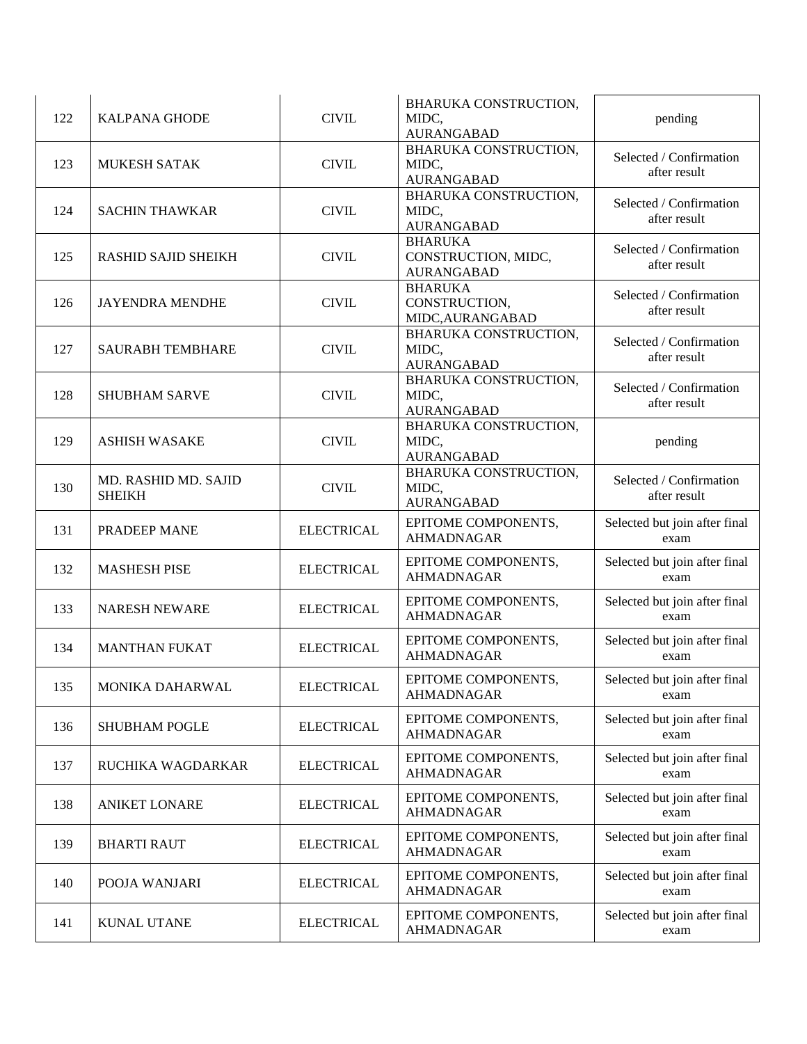| 122 | KALPANA GHODE | CIVIL | BHARUKA CONSTRUCTION, MIDC, AURANGABAD | pending |
|---|---|---|---|---|
| 123 | MUKESH SATAK | CIVIL | BHARUKA CONSTRUCTION, MIDC, AURANGABAD | Selected / Confirmation after result |
| 124 | SACHIN THAWKAR | CIVIL | BHARUKA CONSTRUCTION, MIDC, AURANGABAD | Selected / Confirmation after result |
| 125 | RASHID SAJID SHEIKH | CIVIL | BHARUKA CONSTRUCTION, MIDC, AURANGABAD | Selected / Confirmation after result |
| 126 | JAYENDRA MENDHE | CIVIL | BHARUKA CONSTRUCTION, MIDC,AURANGABAD | Selected / Confirmation after result |
| 127 | SAURABH TEMBHARE | CIVIL | BHARUKA CONSTRUCTION, MIDC, AURANGABAD | Selected / Confirmation after result |
| 128 | SHUBHAM SARVE | CIVIL | BHARUKA CONSTRUCTION, MIDC, AURANGABAD | Selected / Confirmation after result |
| 129 | ASHISH WASAKE | CIVIL | BHARUKA CONSTRUCTION, MIDC, AURANGABAD | pending |
| 130 | MD. RASHID MD. SAJID SHEIKH | CIVIL | BHARUKA CONSTRUCTION, MIDC, AURANGABAD | Selected / Confirmation after result |
| 131 | PRADEEP MANE | ELECTRICAL | EPITOME COMPONENTS, AHMADNAGAR | Selected but join after final exam |
| 132 | MASHESH PISE | ELECTRICAL | EPITOME COMPONENTS, AHMADNAGAR | Selected but join after final exam |
| 133 | NARESH NEWARE | ELECTRICAL | EPITOME COMPONENTS, AHMADNAGAR | Selected but join after final exam |
| 134 | MANTHAN FUKAT | ELECTRICAL | EPITOME COMPONENTS, AHMADNAGAR | Selected but join after final exam |
| 135 | MONIKA DAHARWAL | ELECTRICAL | EPITOME COMPONENTS, AHMADNAGAR | Selected but join after final exam |
| 136 | SHUBHAM POGLE | ELECTRICAL | EPITOME COMPONENTS, AHMADNAGAR | Selected but join after final exam |
| 137 | RUCHIKA WAGDARKAR | ELECTRICAL | EPITOME COMPONENTS, AHMADNAGAR | Selected but join after final exam |
| 138 | ANIKET LONARE | ELECTRICAL | EPITOME COMPONENTS, AHMADNAGAR | Selected but join after final exam |
| 139 | BHARTI RAUT | ELECTRICAL | EPITOME COMPONENTS, AHMADNAGAR | Selected but join after final exam |
| 140 | POOJA WANJARI | ELECTRICAL | EPITOME COMPONENTS, AHMADNAGAR | Selected but join after final exam |
| 141 | KUNAL UTANE | ELECTRICAL | EPITOME COMPONENTS, AHMADNAGAR | Selected but join after final exam |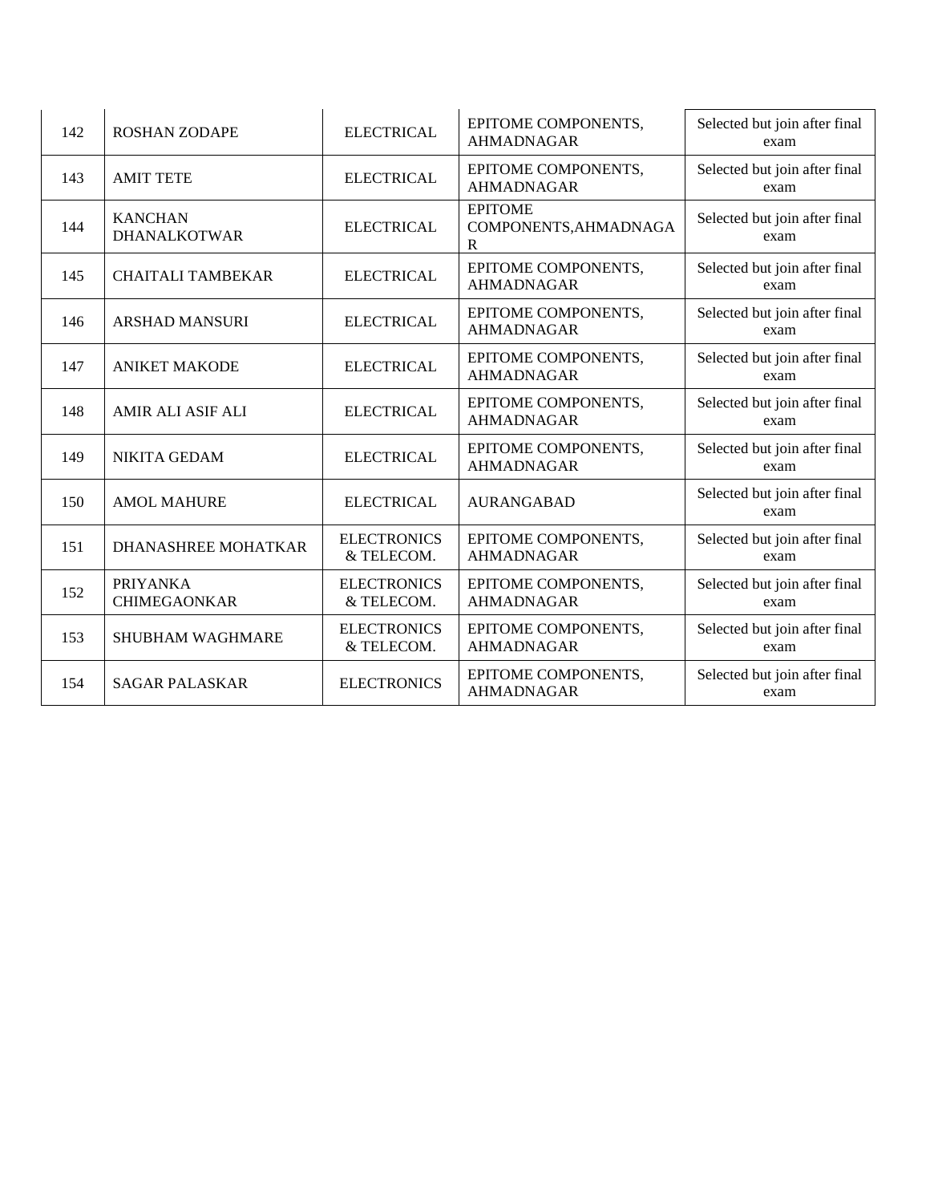| | | | | |
|---|---|---|---|---|
| 142 | ROSHAN ZODAPE | ELECTRICAL | EPITOME COMPONENTS, AHMADNAGAR | Selected but join after final exam |
| 143 | AMIT TETE | ELECTRICAL | EPITOME COMPONENTS, AHMADNAGAR | Selected but join after final exam |
| 144 | KANCHAN DHANALKOTWAR | ELECTRICAL | EPITOME COMPONENTS,AHMADNAGAR | Selected but join after final exam |
| 145 | CHAITALI TAMBEKAR | ELECTRICAL | EPITOME COMPONENTS, AHMADNAGAR | Selected but join after final exam |
| 146 | ARSHAD MANSURI | ELECTRICAL | EPITOME COMPONENTS, AHMADNAGAR | Selected but join after final exam |
| 147 | ANIKET MAKODE | ELECTRICAL | EPITOME COMPONENTS, AHMADNAGAR | Selected but join after final exam |
| 148 | AMIR ALI ASIF ALI | ELECTRICAL | EPITOME COMPONENTS, AHMADNAGAR | Selected but join after final exam |
| 149 | NIKITA GEDAM | ELECTRICAL | EPITOME COMPONENTS, AHMADNAGAR | Selected but join after final exam |
| 150 | AMOL MAHURE | ELECTRICAL | AURANGABAD | Selected but join after final exam |
| 151 | DHANASHREE MOHATKAR | ELECTRONICS & TELECOM. | EPITOME COMPONENTS, AHMADNAGAR | Selected but join after final exam |
| 152 | PRIYANKA CHIMEGAONKAR | ELECTRONICS & TELECOM. | EPITOME COMPONENTS, AHMADNAGAR | Selected but join after final exam |
| 153 | SHUBHAM WAGHMARE | ELECTRONICS & TELECOM. | EPITOME COMPONENTS, AHMADNAGAR | Selected but join after final exam |
| 154 | SAGAR PALASKAR | ELECTRONICS | EPITOME COMPONENTS, AHMADNAGAR | Selected but join after final exam |